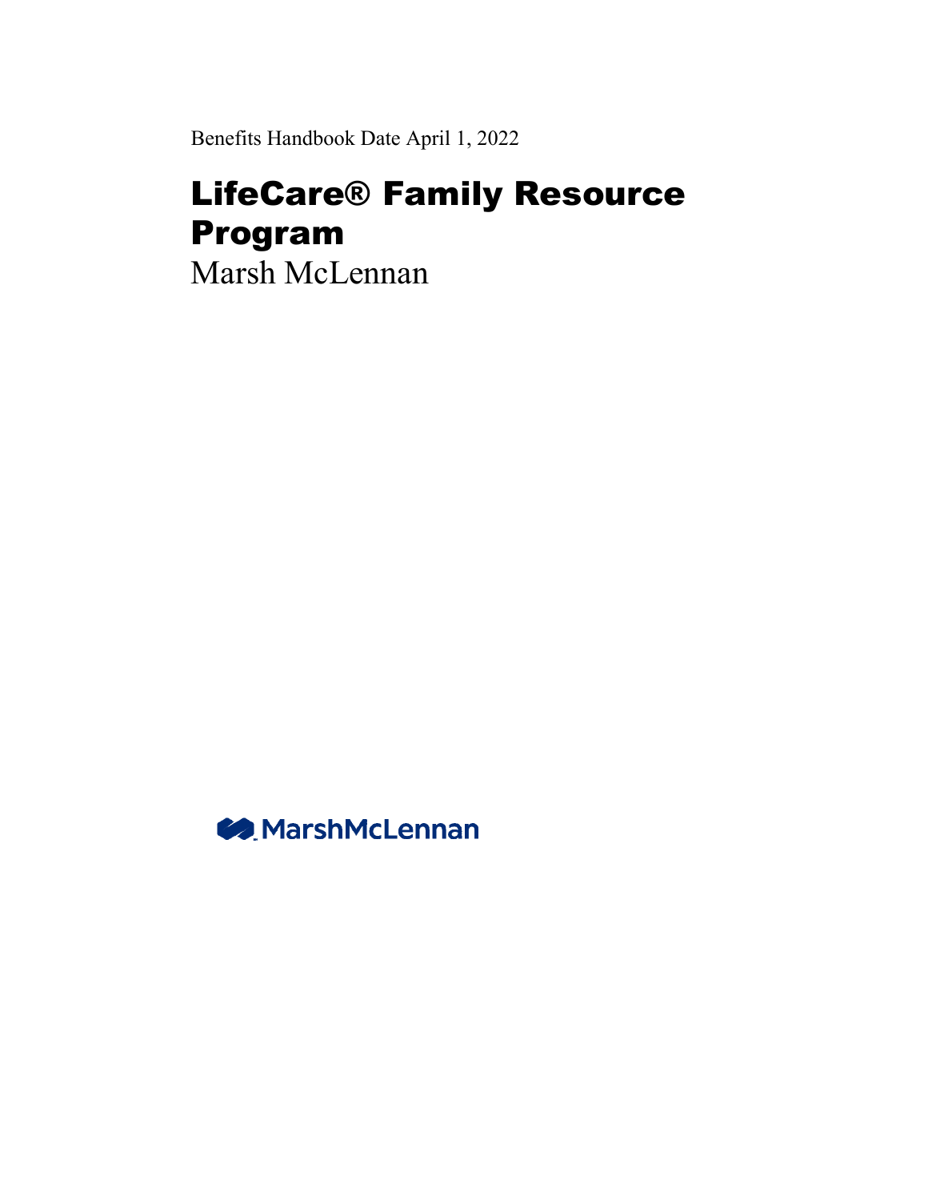Benefits Handbook Date April 1, 2022

# LifeCare® Family Resource Program

Marsh McLennan

MarshMcLennan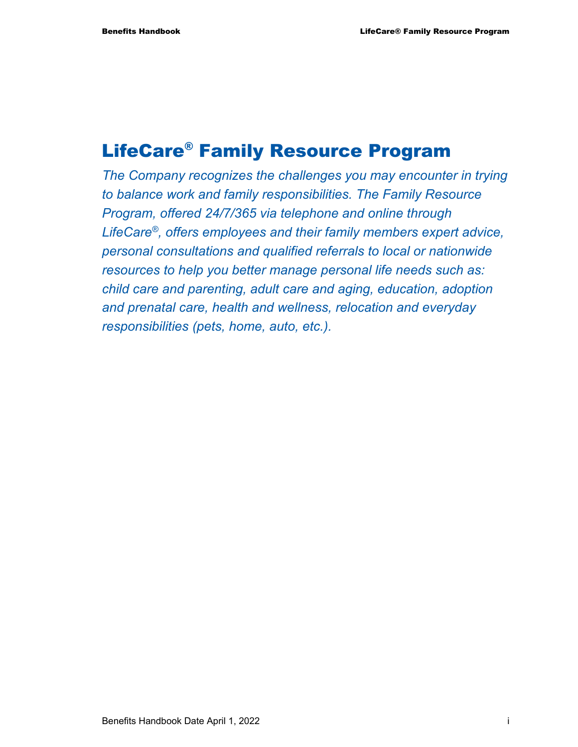# LifeCare® Family Resource Program

*The Company recognizes the challenges you may encounter in trying to balance work and family responsibilities. The Family Resource Program, offered 24/7/365 via telephone and online through LifeCare®, offers employees and their family members expert advice, personal consultations and qualified referrals to local or nationwide resources to help you better manage personal life needs such as: child care and parenting, adult care and aging, education, adoption and prenatal care, health and wellness, relocation and everyday responsibilities (pets, home, auto, etc.).*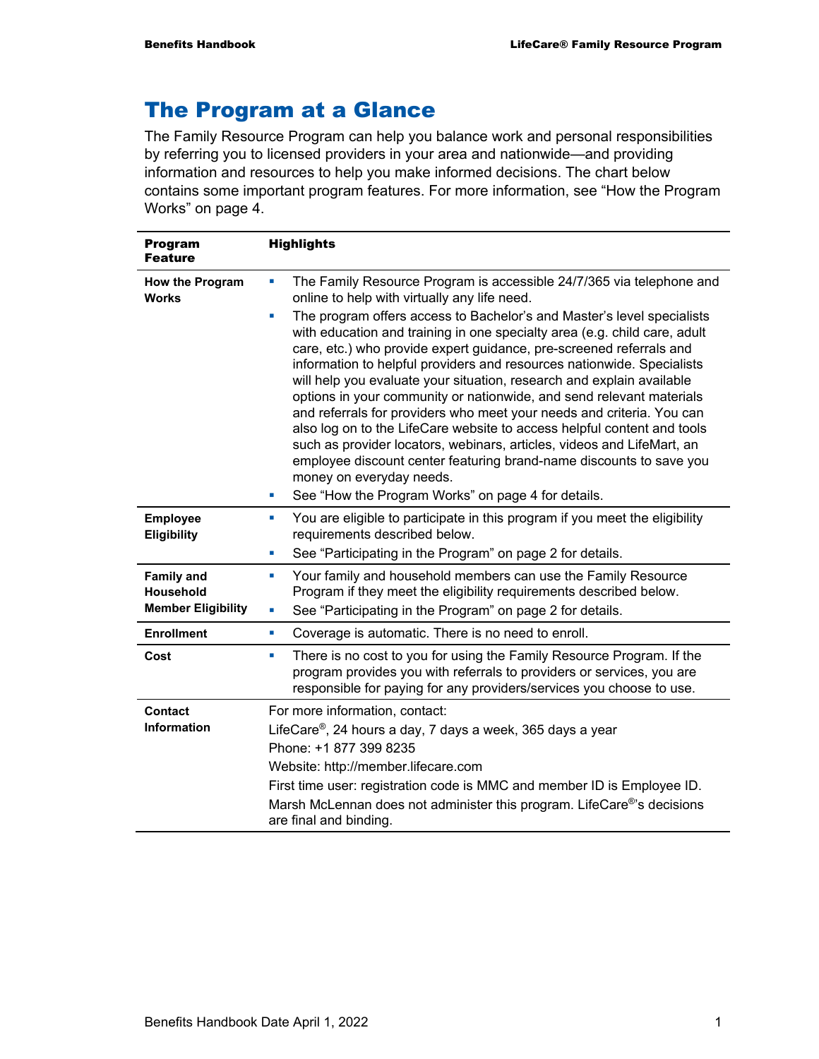# The Program at a Glance

The Family Resource Program can help you balance work and personal responsibilities by referring you to licensed providers in your area and nationwide—and providing information and resources to help you make informed decisions. The chart below contains some important program features. For more information, see "How the Program Works" on page 4.

| Program Feature | Highlights |
|---|---|
| **How the Program Works** | ▪ The Family Resource Program is accessible 24/7/365 via telephone and online to help with virtually any life need.<br>▪ The program offers access to Bachelor's and Master's level specialists with education and training in one specialty area (e.g. child care, adult care, etc.) who provide expert guidance, pre-screened referrals and information to helpful providers and resources nationwide. Specialists will help you evaluate your situation, research and explain available options in your community or nationwide, and send relevant materials and referrals for providers who meet your needs and criteria. You can also log on to the LifeCare website to access helpful content and tools such as provider locators, webinars, articles, videos and LifeMart, an employee discount center featuring brand-name discounts to save you money on everyday needs.<br>▪ See "How the Program Works" on page 4 for details. |
| **Employee Eligibility** | ▪ You are eligible to participate in this program if you meet the eligibility requirements described below.<br>▪ See "Participating in the Program" on page 2 for details. |
| **Family and Household Member Eligibility** | ▪ Your family and household members can use the Family Resource Program if they meet the eligibility requirements described below.<br>▪ See "Participating in the Program" on page 2 for details. |
| **Enrollment** | ▪ Coverage is automatic. There is no need to enroll. |
| **Cost** | ▪ There is no cost to you for using the Family Resource Program. If the program provides you with referrals to providers or services, you are responsible for paying for any providers/services you choose to use. |
| **Contact Information** | For more information, contact:<br>LifeCare®, 24 hours a day, 7 days a week, 365 days a year<br>Phone: +1 877 399 8235<br>Website: http://member.lifecare.com<br>First time user: registration code is MMC and member ID is Employee ID.<br>Marsh McLennan does not administer this program. LifeCare®'s decisions are final and binding. |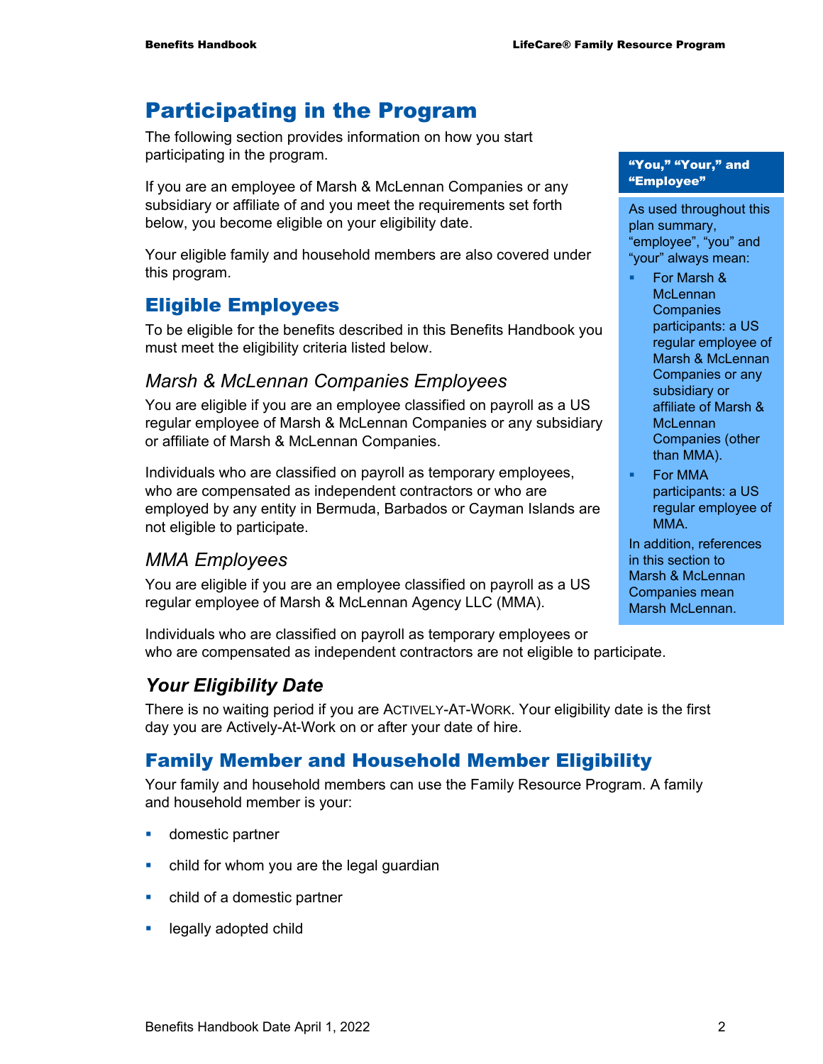# Participating in the Program

The following section provides information on how you start participating in the program.

If you are an employee of Marsh & McLennan Companies or any subsidiary or affiliate of and you meet the requirements set forth below, you become eligible on your eligibility date.

Your eligible family and household members are also covered under this program.

> **"You," "Your," and "Employee"**
>
> As used throughout this plan summary, "employee", "you" and "your" always mean:
>
> - For Marsh & McLennan Companies participants: a US regular employee of Marsh & McLennan Companies or any subsidiary or affiliate of Marsh & McLennan Companies (other than MMA).
> - For MMA participants: a US regular employee of MMA.
>
> In addition, references in this section to Marsh & McLennan Companies mean Marsh McLennan.

## Eligible Employees

To be eligible for the benefits described in this Benefits Handbook you must meet the eligibility criteria listed below.

### *Marsh & McLennan Companies Employees*

You are eligible if you are an employee classified on payroll as a US regular employee of Marsh & McLennan Companies or any subsidiary or affiliate of Marsh & McLennan Companies.

Individuals who are classified on payroll as temporary employees, who are compensated as independent contractors or who are employed by any entity in Bermuda, Barbados or Cayman Islands are not eligible to participate.

### *MMA Employees*

You are eligible if you are an employee classified on payroll as a US regular employee of Marsh & McLennan Agency LLC (MMA).

Individuals who are classified on payroll as temporary employees or who are compensated as independent contractors are not eligible to participate.

### ***Your Eligibility Date***

There is no waiting period if you are ACTIVELY-AT-WORK. Your eligibility date is the first day you are Actively-At-Work on or after your date of hire.

## Family Member and Household Member Eligibility

Your family and household members can use the Family Resource Program. A family and household member is your:

- domestic partner
- child for whom you are the legal guardian
- child of a domestic partner
- legally adopted child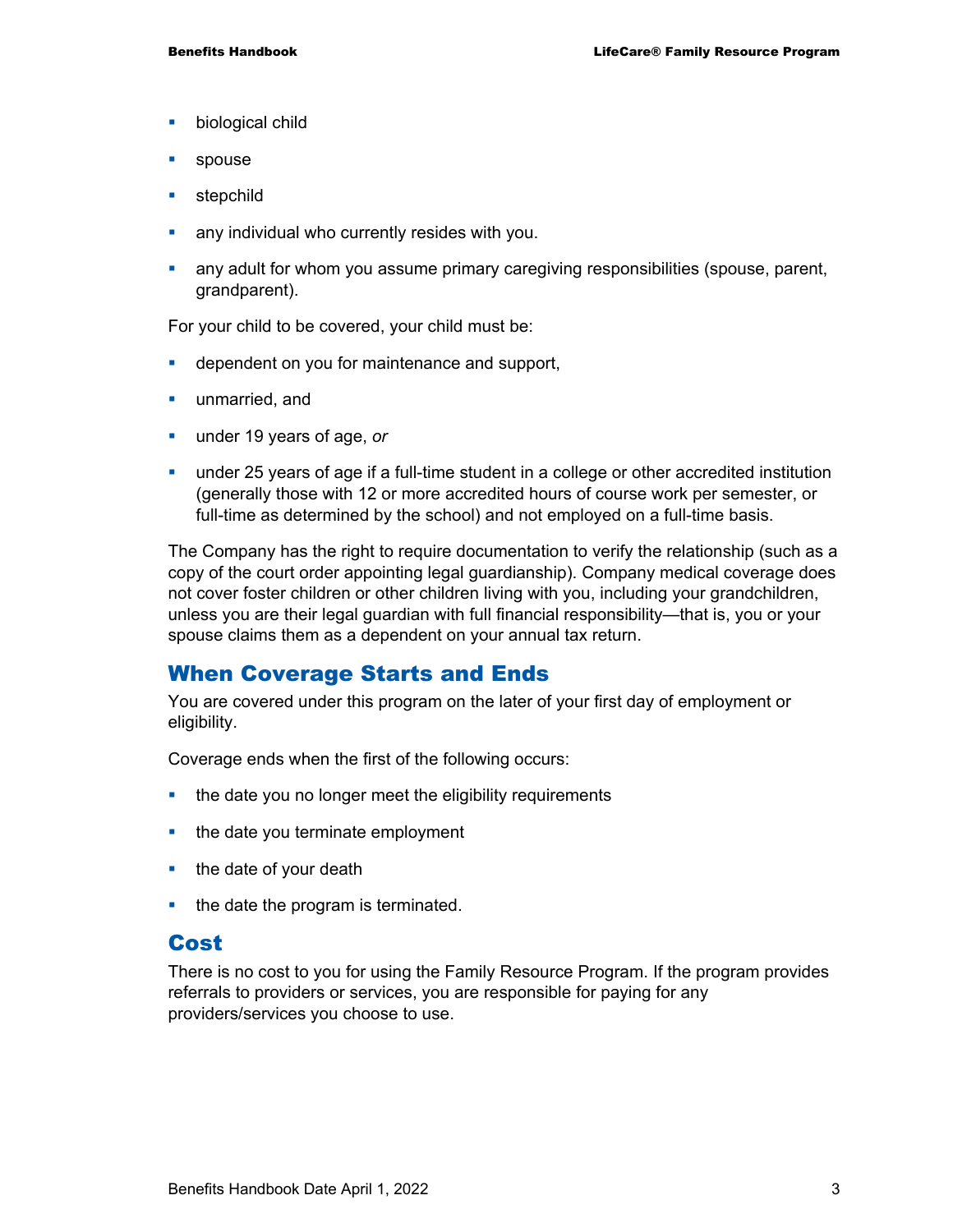- biological child
- spouse
- stepchild
- any individual who currently resides with you.
- any adult for whom you assume primary caregiving responsibilities (spouse, parent, grandparent).

For your child to be covered, your child must be:

- dependent on you for maintenance and support,
- unmarried, and
- under 19 years of age, *or*
- under 25 years of age if a full-time student in a college or other accredited institution (generally those with 12 or more accredited hours of course work per semester, or full-time as determined by the school) and not employed on a full-time basis.

The Company has the right to require documentation to verify the relationship (such as a copy of the court order appointing legal guardianship). Company medical coverage does not cover foster children or other children living with you, including your grandchildren, unless you are their legal guardian with full financial responsibility—that is, you or your spouse claims them as a dependent on your annual tax return.

## When Coverage Starts and Ends

You are covered under this program on the later of your first day of employment or eligibility.

Coverage ends when the first of the following occurs:

- the date you no longer meet the eligibility requirements
- the date you terminate employment
- the date of your death
- the date the program is terminated.

## Cost

There is no cost to you for using the Family Resource Program. If the program provides referrals to providers or services, you are responsible for paying for any providers/services you choose to use.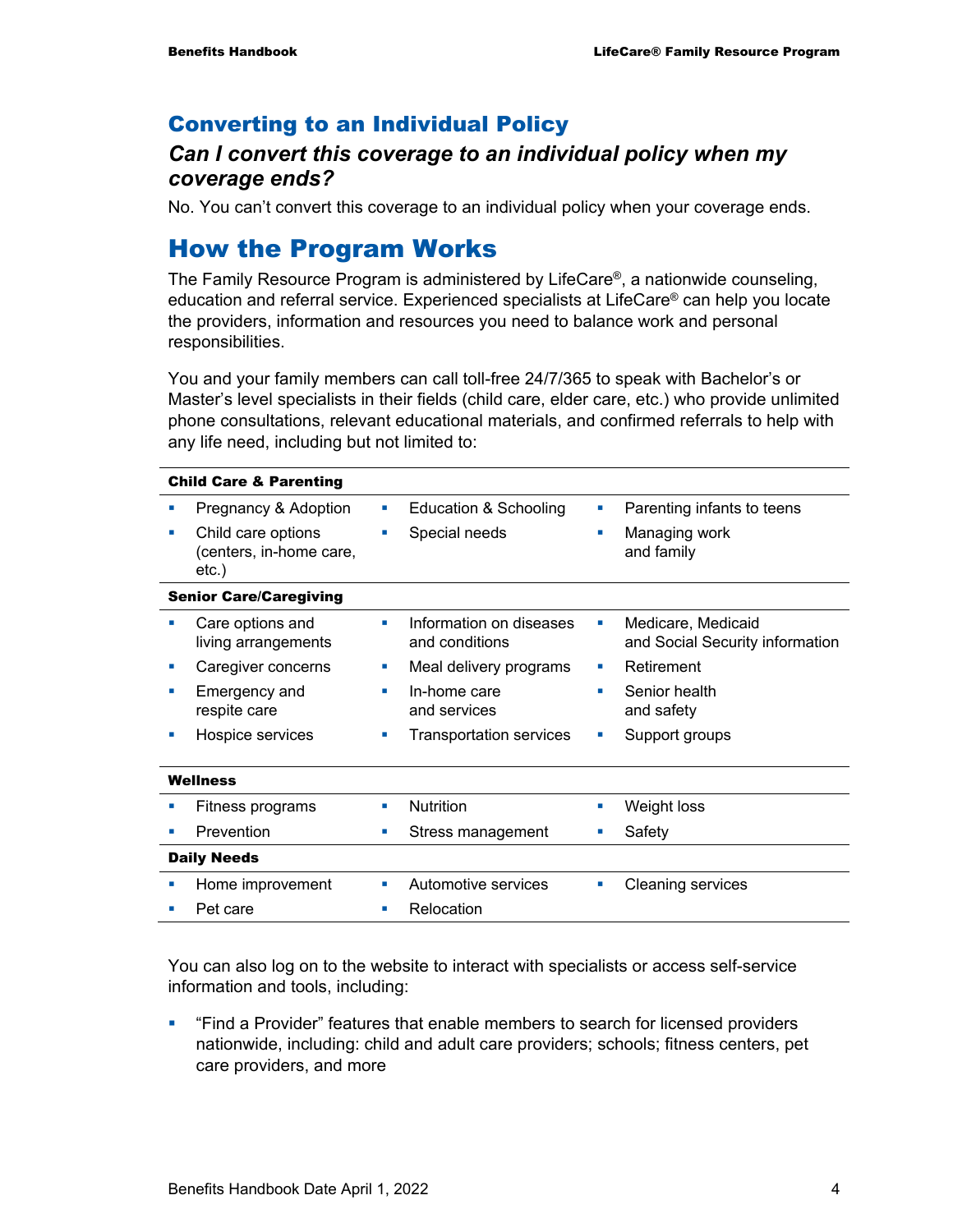## Converting to an Individual Policy

### *Can I convert this coverage to an individual policy when my coverage ends?*

No. You can't convert this coverage to an individual policy when your coverage ends.

# How the Program Works

The Family Resource Program is administered by LifeCare®, a nationwide counseling, education and referral service. Experienced specialists at LifeCare® can help you locate the providers, information and resources you need to balance work and personal responsibilities.

You and your family members can call toll-free 24/7/365 to speak with Bachelor's or Master's level specialists in their fields (child care, elder care, etc.) who provide unlimited phone consultations, relevant educational materials, and confirmed referrals to help with any life need, including but not limited to:

| **Child Care & Parenting** | | |
|---|---|---|
| ▪ Pregnancy & Adoption | ▪ Education & Schooling | ▪ Parenting infants to teens |
| ▪ Child care options (centers, in-home care, etc.) | ▪ Special needs | ▪ Managing work and family |
| **Senior Care/Caregiving** | | |
| ▪ Care options and living arrangements | ▪ Information on diseases and conditions | ▪ Medicare, Medicaid and Social Security information |
| ▪ Caregiver concerns | ▪ Meal delivery programs | ▪ Retirement |
| ▪ Emergency and respite care | ▪ In-home care and services | ▪ Senior health and safety |
| ▪ Hospice services | ▪ Transportation services | ▪ Support groups |
| **Wellness** | | |
| ▪ Fitness programs | ▪ Nutrition | ▪ Weight loss |
| ▪ Prevention | ▪ Stress management | ▪ Safety |
| **Daily Needs** | | |
| ▪ Home improvement | ▪ Automotive services | ▪ Cleaning services |
| ▪ Pet care | ▪ Relocation | |

You can also log on to the website to interact with specialists or access self-service information and tools, including:

- "Find a Provider" features that enable members to search for licensed providers nationwide, including: child and adult care providers; schools; fitness centers, pet care providers, and more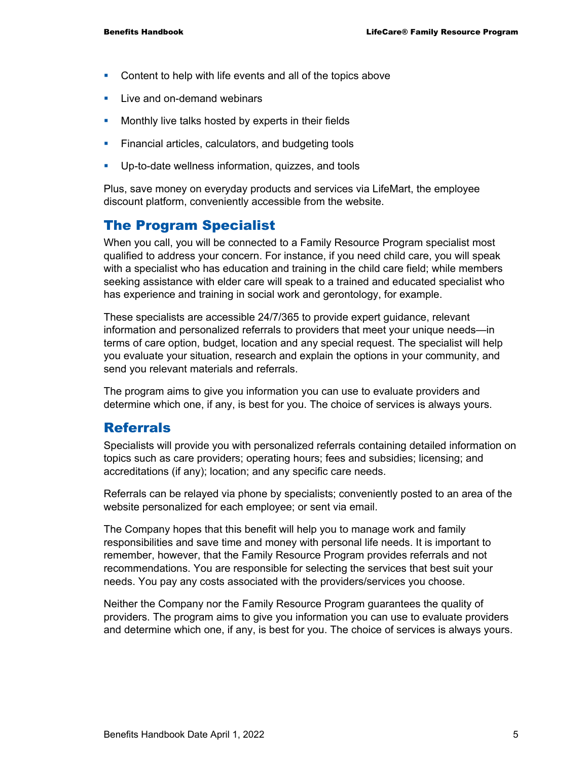- Content to help with life events and all of the topics above
- Live and on-demand webinars
- Monthly live talks hosted by experts in their fields
- Financial articles, calculators, and budgeting tools
- Up-to-date wellness information, quizzes, and tools

Plus, save money on everyday products and services via LifeMart, the employee discount platform, conveniently accessible from the website.

## The Program Specialist

When you call, you will be connected to a Family Resource Program specialist most qualified to address your concern. For instance, if you need child care, you will speak with a specialist who has education and training in the child care field; while members seeking assistance with elder care will speak to a trained and educated specialist who has experience and training in social work and gerontology, for example.

These specialists are accessible 24/7/365 to provide expert guidance, relevant information and personalized referrals to providers that meet your unique needs—in terms of care option, budget, location and any special request. The specialist will help you evaluate your situation, research and explain the options in your community, and send you relevant materials and referrals.

The program aims to give you information you can use to evaluate providers and determine which one, if any, is best for you. The choice of services is always yours.

## Referrals

Specialists will provide you with personalized referrals containing detailed information on topics such as care providers; operating hours; fees and subsidies; licensing; and accreditations (if any); location; and any specific care needs.

Referrals can be relayed via phone by specialists; conveniently posted to an area of the website personalized for each employee; or sent via email.

The Company hopes that this benefit will help you to manage work and family responsibilities and save time and money with personal life needs. It is important to remember, however, that the Family Resource Program provides referrals and not recommendations. You are responsible for selecting the services that best suit your needs. You pay any costs associated with the providers/services you choose.

Neither the Company nor the Family Resource Program guarantees the quality of providers. The program aims to give you information you can use to evaluate providers and determine which one, if any, is best for you. The choice of services is always yours.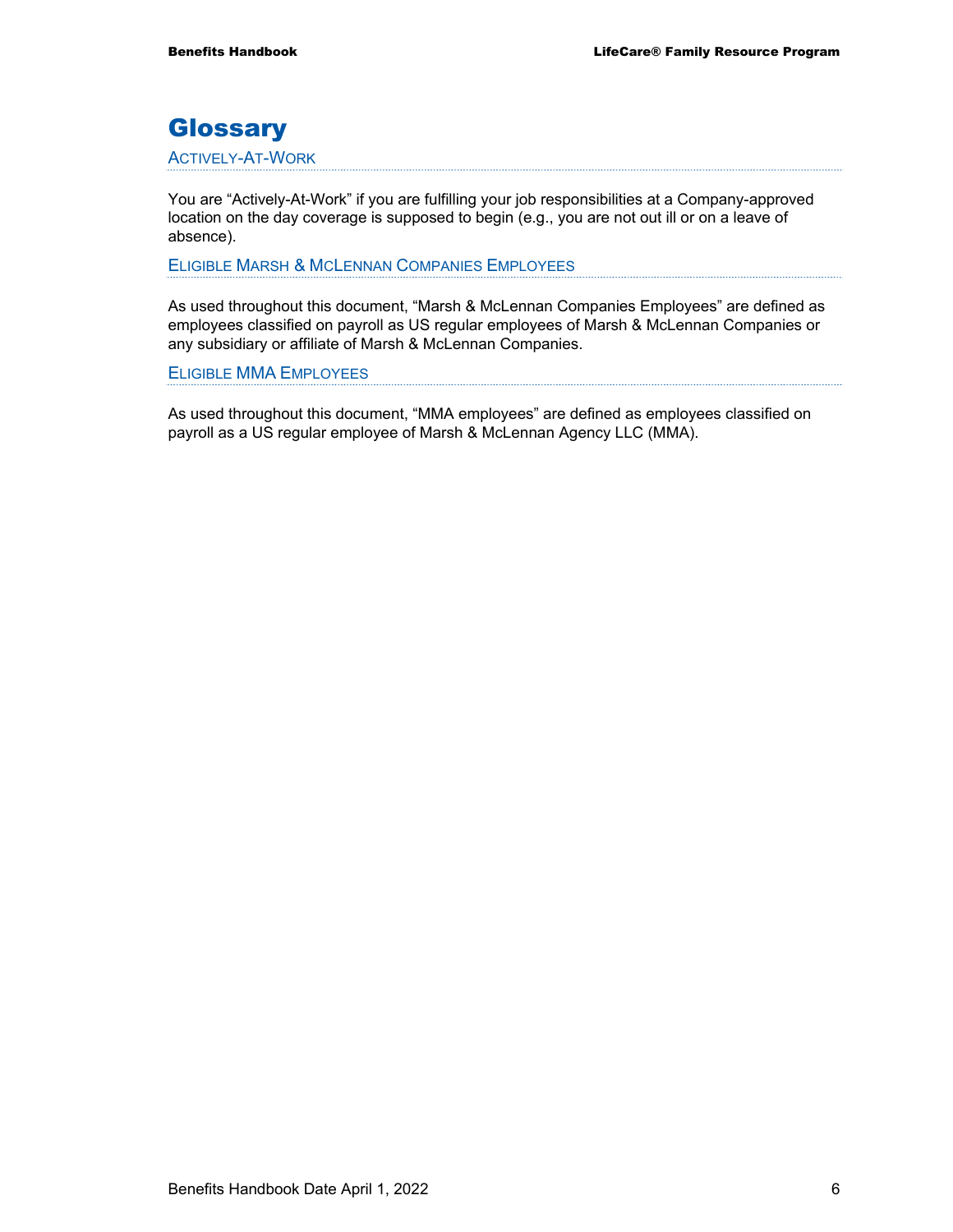# Glossary

### Actively-At-Work

You are "Actively-At-Work" if you are fulfilling your job responsibilities at a Company-approved location on the day coverage is supposed to begin (e.g., you are not out ill or on a leave of absence).

### Eligible Marsh & McLennan Companies Employees

As used throughout this document, "Marsh & McLennan Companies Employees" are defined as employees classified on payroll as US regular employees of Marsh & McLennan Companies or any subsidiary or affiliate of Marsh & McLennan Companies.

### Eligible MMA Employees

As used throughout this document, "MMA employees" are defined as employees classified on payroll as a US regular employee of Marsh & McLennan Agency LLC (MMA).